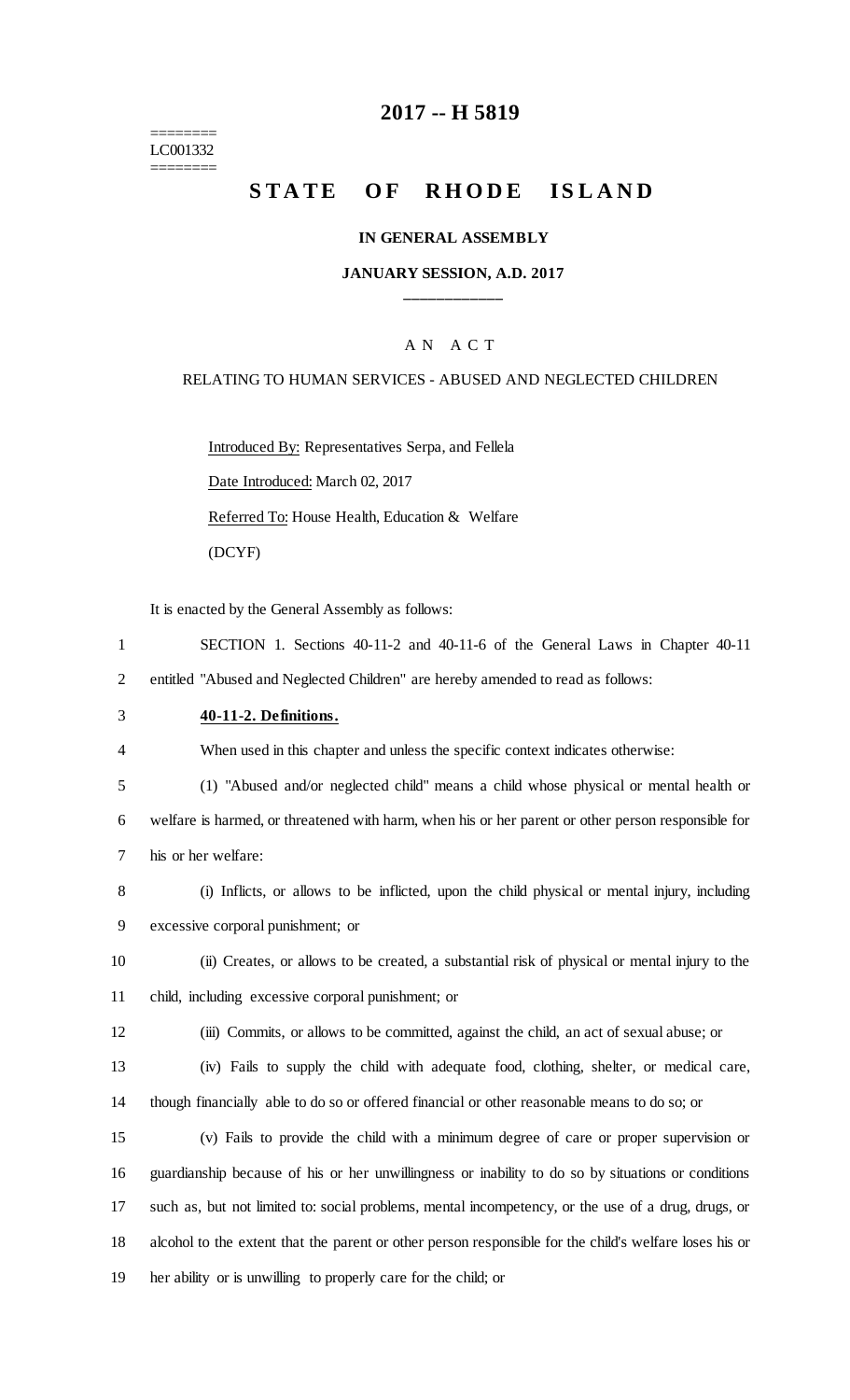# 2017 -- H 5819

========
LC001332
========

## STATE OF RHODE ISLAND

### IN GENERAL ASSEMBLY

### JANUARY SESSION, A.D. 2017

____________

A N A C T

RELATING TO HUMAN SERVICES - ABUSED AND NEGLECTED CHILDREN

Introduced By: Representatives Serpa, and Fellela

Date Introduced: March 02, 2017

Referred To: House Health, Education & Welfare

(DCYF)

It is enacted by the General Assembly as follows:

1 SECTION 1. Sections 40-11-2 and 40-11-6 of the General Laws in Chapter 40-11
2 entitled "Abused and Neglected Children" are hereby amended to read as follows:

3 **40-11-2. Definitions.**

4 When used in this chapter and unless the specific context indicates otherwise:

5 (1) "Abused and/or neglected child" means a child whose physical or mental health or
6 welfare is harmed, or threatened with harm, when his or her parent or other person responsible for
7 his or her welfare:

8 (i) Inflicts, or allows to be inflicted, upon the child physical or mental injury, including
9 excessive corporal punishment; or

10 (ii) Creates, or allows to be created, a substantial risk of physical or mental injury to the
11 child, including excessive corporal punishment; or

12 (iii) Commits, or allows to be committed, against the child, an act of sexual abuse; or

13 (iv) Fails to supply the child with adequate food, clothing, shelter, or medical care,
14 though financially able to do so or offered financial or other reasonable means to do so; or

15 (v) Fails to provide the child with a minimum degree of care or proper supervision or
16 guardianship because of his or her unwillingness or inability to do so by situations or conditions
17 such as, but not limited to: social problems, mental incompetency, or the use of a drug, drugs, or
18 alcohol to the extent that the parent or other person responsible for the child's welfare loses his or
19 her ability or is unwilling to properly care for the child; or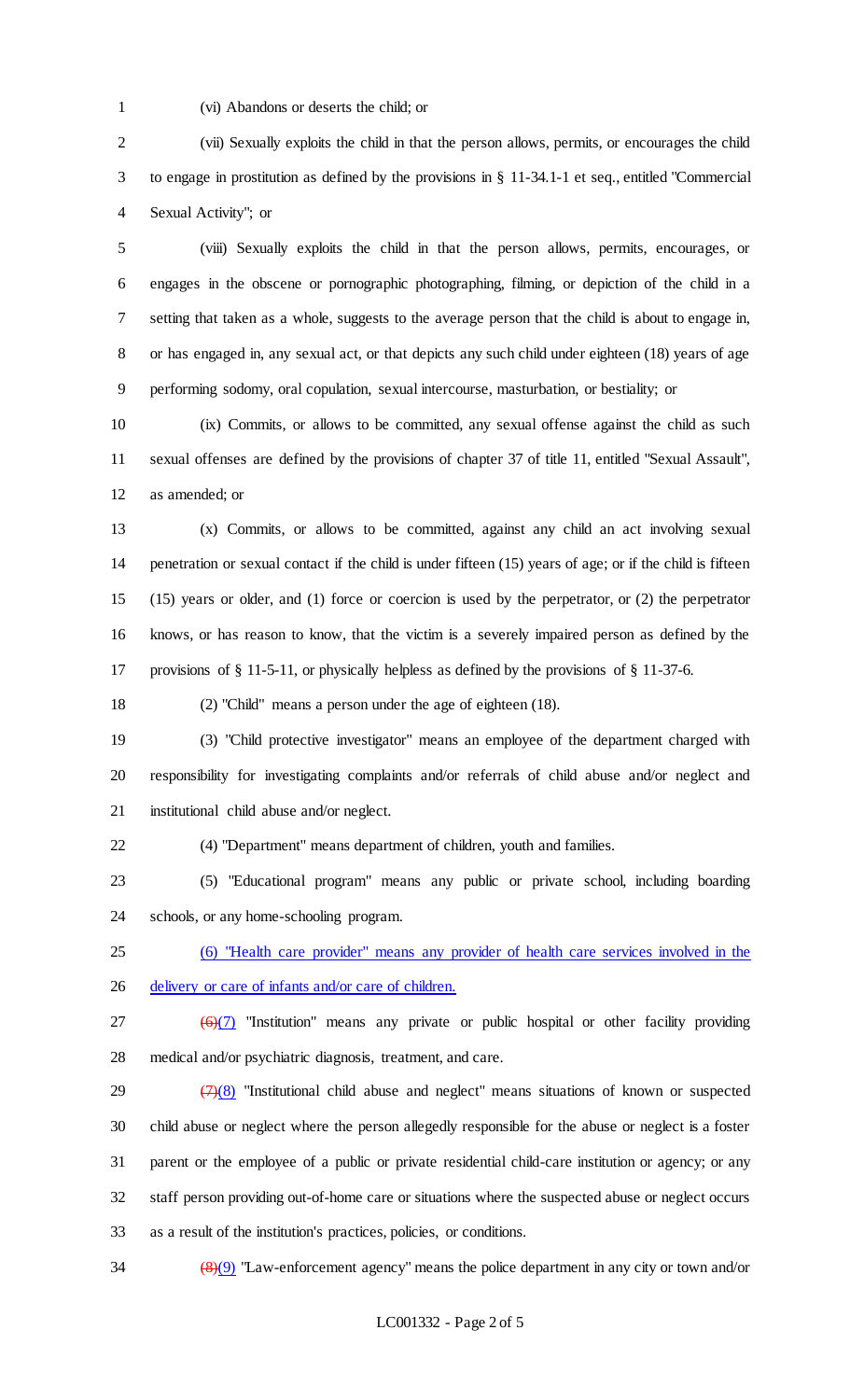(vi) Abandons or deserts the child; or

(vii) Sexually exploits the child in that the person allows, permits, or encourages the child to engage in prostitution as defined by the provisions in § 11-34.1-1 et seq., entitled "Commercial Sexual Activity"; or

(viii) Sexually exploits the child in that the person allows, permits, encourages, or engages in the obscene or pornographic photographing, filming, or depiction of the child in a setting that taken as a whole, suggests to the average person that the child is about to engage in, or has engaged in, any sexual act, or that depicts any such child under eighteen (18) years of age performing sodomy, oral copulation, sexual intercourse, masturbation, or bestiality; or

(ix) Commits, or allows to be committed, any sexual offense against the child as such sexual offenses are defined by the provisions of chapter 37 of title 11, entitled "Sexual Assault", as amended; or

(x) Commits, or allows to be committed, against any child an act involving sexual penetration or sexual contact if the child is under fifteen (15) years of age; or if the child is fifteen (15) years or older, and (1) force or coercion is used by the perpetrator, or (2) the perpetrator knows, or has reason to know, that the victim is a severely impaired person as defined by the provisions of § 11-5-11, or physically helpless as defined by the provisions of § 11-37-6.

(2) "Child" means a person under the age of eighteen (18).

(3) "Child protective investigator" means an employee of the department charged with responsibility for investigating complaints and/or referrals of child abuse and/or neglect and institutional child abuse and/or neglect.

(4) "Department" means department of children, youth and families.

(5) "Educational program" means any public or private school, including boarding schools, or any home-schooling program.

<u>(6) "Health care provider" means any provider of health care services involved in the delivery or care of infants and/or care of children.</u>

~~(6)~~<u>(7)</u> "Institution" means any private or public hospital or other facility providing medical and/or psychiatric diagnosis, treatment, and care.

~~(7)~~<u>(8)</u> "Institutional child abuse and neglect" means situations of known or suspected child abuse or neglect where the person allegedly responsible for the abuse or neglect is a foster parent or the employee of a public or private residential child-care institution or agency; or any staff person providing out-of-home care or situations where the suspected abuse or neglect occurs as a result of the institution's practices, policies, or conditions.

~~(8)~~<u>(9)</u> "Law-enforcement agency" means the police department in any city or town and/or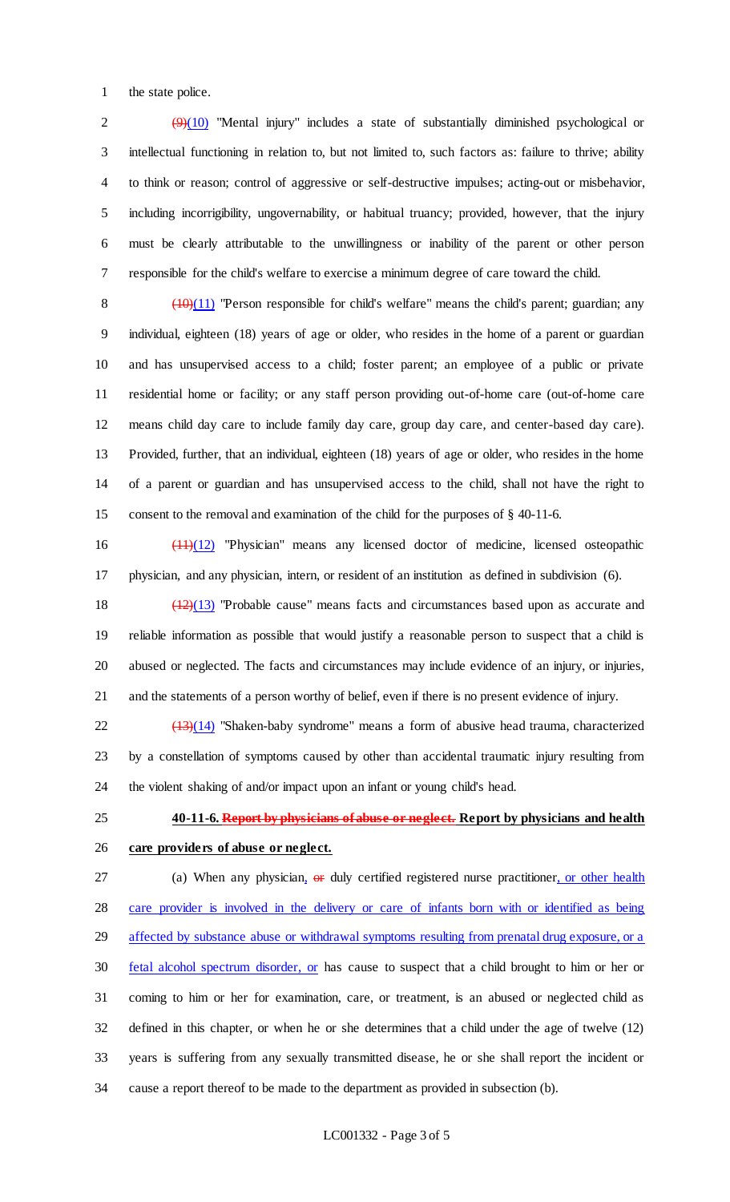the state police.

~~(9)~~(10) "Mental injury" includes a state of substantially diminished psychological or intellectual functioning in relation to, but not limited to, such factors as: failure to thrive; ability to think or reason; control of aggressive or self-destructive impulses; acting-out or misbehavior, including incorrigibility, ungovernability, or habitual truancy; provided, however, that the injury must be clearly attributable to the unwillingness or inability of the parent or other person responsible for the child's welfare to exercise a minimum degree of care toward the child.

~~(10)~~(11) "Person responsible for child's welfare" means the child's parent; guardian; any individual, eighteen (18) years of age or older, who resides in the home of a parent or guardian and has unsupervised access to a child; foster parent; an employee of a public or private residential home or facility; or any staff person providing out-of-home care (out-of-home care means child day care to include family day care, group day care, and center-based day care). Provided, further, that an individual, eighteen (18) years of age or older, who resides in the home of a parent or guardian and has unsupervised access to the child, shall not have the right to consent to the removal and examination of the child for the purposes of § 40-11-6.

~~(11)~~(12) "Physician" means any licensed doctor of medicine, licensed osteopathic physician, and any physician, intern, or resident of an institution as defined in subdivision (6).

~~(12)~~(13) "Probable cause" means facts and circumstances based upon as accurate and reliable information as possible that would justify a reasonable person to suspect that a child is abused or neglected. The facts and circumstances may include evidence of an injury, or injuries, and the statements of a person worthy of belief, even if there is no present evidence of injury.

~~(13)~~(14) "Shaken-baby syndrome" means a form of abusive head trauma, characterized by a constellation of symptoms caused by other than accidental traumatic injury resulting from the violent shaking of and/or impact upon an infant or young child's head.

**40-11-6. ~~Report by physicians of abuse or neglect.~~ Report by physicians and health care providers of abuse or neglect.**

(a) When any physician, ~~or~~ duly certified registered nurse practitioner, or other health care provider is involved in the delivery or care of infants born with or identified as being affected by substance abuse or withdrawal symptoms resulting from prenatal drug exposure, or a fetal alcohol spectrum disorder, or has cause to suspect that a child brought to him or her or coming to him or her for examination, care, or treatment, is an abused or neglected child as defined in this chapter, or when he or she determines that a child under the age of twelve (12) years is suffering from any sexually transmitted disease, he or she shall report the incident or cause a report thereof to be made to the department as provided in subsection (b).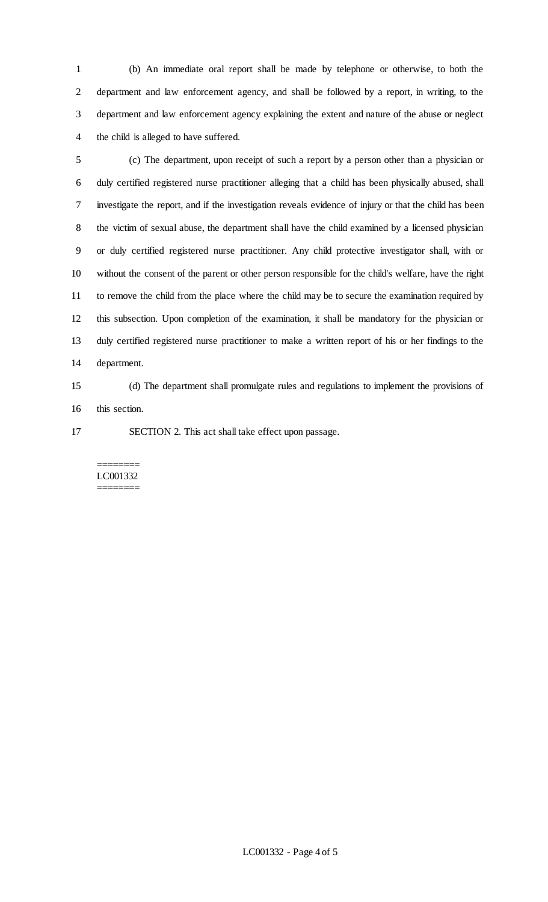(b) An immediate oral report shall be made by telephone or otherwise, to both the department and law enforcement agency, and shall be followed by a report, in writing, to the department and law enforcement agency explaining the extent and nature of the abuse or neglect the child is alleged to have suffered.

(c) The department, upon receipt of such a report by a person other than a physician or duly certified registered nurse practitioner alleging that a child has been physically abused, shall investigate the report, and if the investigation reveals evidence of injury or that the child has been the victim of sexual abuse, the department shall have the child examined by a licensed physician or duly certified registered nurse practitioner. Any child protective investigator shall, with or without the consent of the parent or other person responsible for the child's welfare, have the right to remove the child from the place where the child may be to secure the examination required by this subsection. Upon completion of the examination, it shall be mandatory for the physician or duly certified registered nurse practitioner to make a written report of his or her findings to the department.

(d) The department shall promulgate rules and regulations to implement the provisions of this section.

SECTION 2. This act shall take effect upon passage.

========
LC001332
========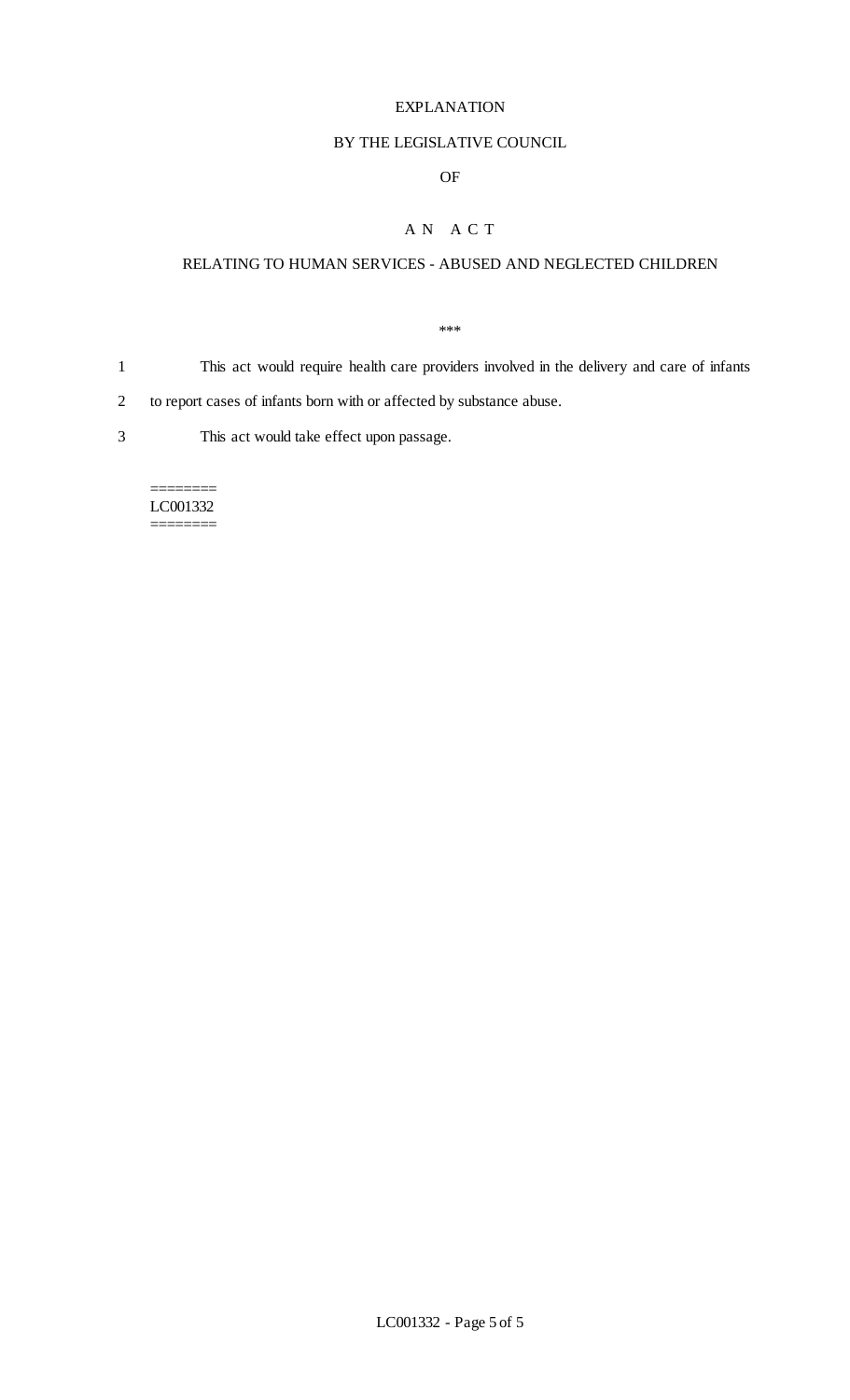EXPLANATION

BY THE LEGISLATIVE COUNCIL

OF

A N A C T

RELATING TO HUMAN SERVICES - ABUSED AND NEGLECTED CHILDREN

\*\*\*

1 This act would require health care providers involved in the delivery and care of infants
2 to report cases of infants born with or affected by substance abuse.
3 This act would take effect upon passage.

========
LC001332
========